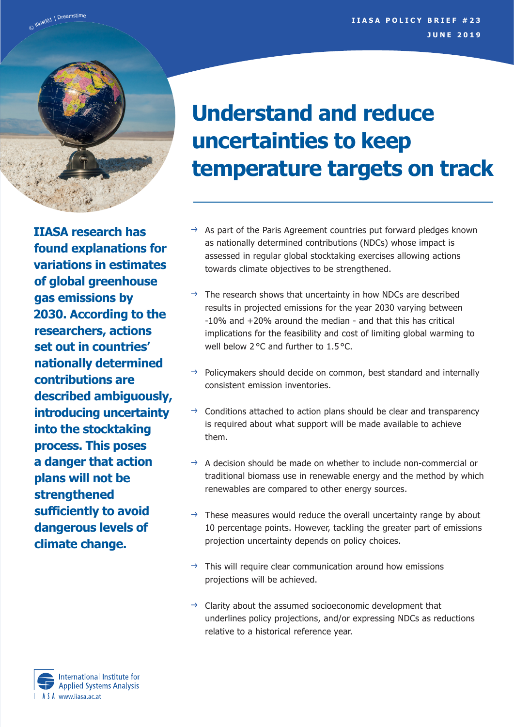IIASA POLICY BRIEF #23
JUNE 2019

# Understand and reduce uncertainties to keep temperature targets on track

**IIASA research has found explanations for variations in estimates of global greenhouse gas emissions by 2030. According to the researchers, actions set out in countries' nationally determined contributions are described ambiguously, introducing uncertainty into the stocktaking process. This poses a danger that action plans will not be strengthened sufficiently to avoid dangerous levels of climate change.**

- As part of the Paris Agreement countries put forward pledges known as nationally determined contributions (NDCs) whose impact is assessed in regular global stocktaking exercises allowing actions towards climate objectives to be strengthened.
- The research shows that uncertainty in how NDCs are described results in projected emissions for the year 2030 varying between -10% and +20% around the median - and that this has critical implications for the feasibility and cost of limiting global warming to well below 2 °C and further to 1.5 °C.
- Policymakers should decide on common, best standard and internally consistent emission inventories.
- Conditions attached to action plans should be clear and transparency is required about what support will be made available to achieve them.
- A decision should be made on whether to include non-commercial or traditional biomass use in renewable energy and the method by which renewables are compared to other energy sources.
- These measures would reduce the overall uncertainty range by about 10 percentage points. However, tackling the greater part of emissions projection uncertainty depends on policy choices.
- This will require clear communication around how emissions projections will be achieved.
- Clarity about the assumed socioeconomic development that underlines policy projections, and/or expressing NDCs as reductions relative to a historical reference year.

International Institute for Applied Systems Analysis
IIASA www.iiasa.ac.at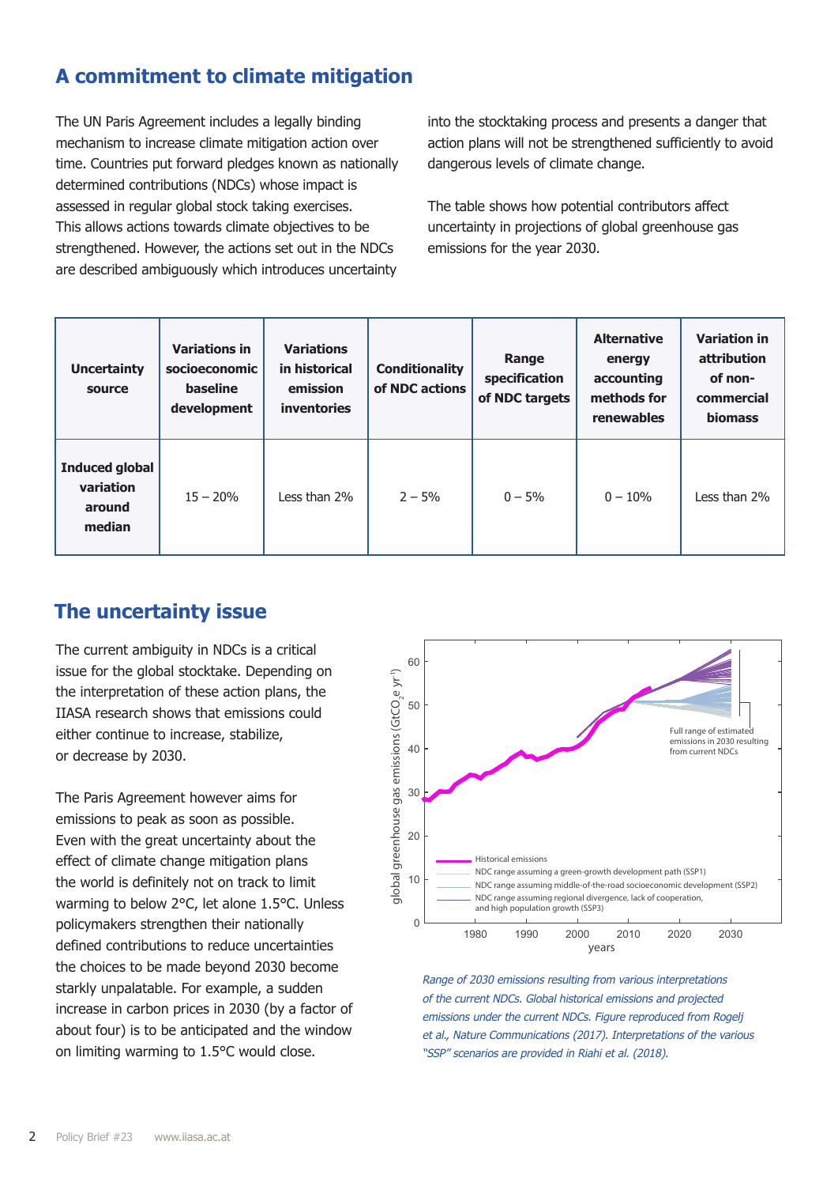## A commitment to climate mitigation

The UN Paris Agreement includes a legally binding mechanism to increase climate mitigation action over time. Countries put forward pledges known as nationally determined contributions (NDCs) whose impact is assessed in regular global stock taking exercises. This allows actions towards climate objectives to be strengthened. However, the actions set out in the NDCs are described ambiguously which introduces uncertainty into the stocktaking process and presents a danger that action plans will not be strengthened sufficiently to avoid dangerous levels of climate change.

The table shows how potential contributors affect uncertainty in projections of global greenhouse gas emissions for the year 2030.

| Uncertainty source | Variations in socioeconomic baseline development | Variations in historical emission inventories | Conditionality of NDC actions | Range specification of NDC targets | Alternative energy accounting methods for renewables | Variation in attribution of non-commercial biomass |
|---|---|---|---|---|---|---|
| **Induced global variation around median** | 15 – 20% | Less than 2% | 2 – 5% | 0 – 5% | 0 – 10% | Less than 2% |

## The uncertainty issue

The current ambiguity in NDCs is a critical issue for the global stocktake. Depending on the interpretation of these action plans, the IIASA research shows that emissions could either continue to increase, stabilize, or decrease by 2030.

The Paris Agreement however aims for emissions to peak as soon as possible. Even with the great uncertainty about the effect of climate change mitigation plans the world is definitely not on track to limit warming to below 2°C, let alone 1.5°C. Unless policymakers strengthen their nationally defined contributions to reduce uncertainties the choices to be made beyond 2030 become starkly unpalatable. For example, a sudden increase in carbon prices in 2030 (by a factor of about four) is to be anticipated and the window on limiting warming to 1.5°C would close.

*Range of 2030 emissions resulting from various interpretations of the current NDCs. Global historical emissions and projected emissions under the current NDCs. Figure reproduced from Rogelj et al., Nature Communications (2017). Interpretations of the various "SSP" scenarios are provided in Riahi et al. (2018).*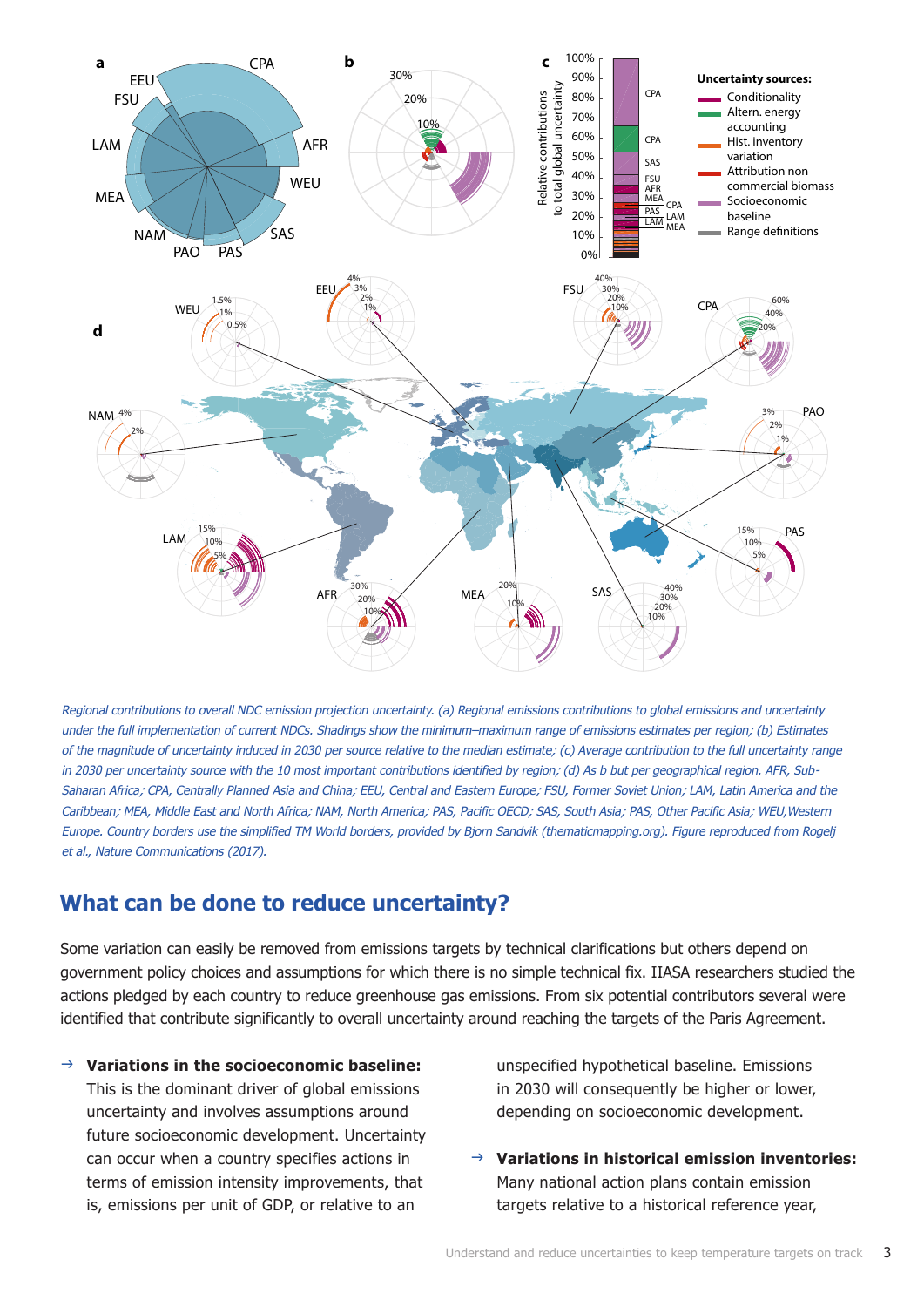*Regional contributions to overall NDC emission projection uncertainty. (a) Regional emissions contributions to global emissions and uncertainty under the full implementation of current NDCs. Shadings show the minimum–maximum range of emissions estimates per region; (b) Estimates of the magnitude of uncertainty induced in 2030 per source relative to the median estimate; (c) Average contribution to the full uncertainty range in 2030 per uncertainty source with the 10 most important contributions identified by region; (d) As b but per geographical region. AFR, Sub-Saharan Africa; CPA, Centrally Planned Asia and China; EEU, Central and Eastern Europe; FSU, Former Soviet Union; LAM, Latin America and the Caribbean; MEA, Middle East and North Africa; NAM, North America; PAS, Pacific OECD; SAS, South Asia; PAS, Other Pacific Asia; WEU,Western Europe. Country borders use the simplified TM World borders, provided by Bjorn Sandvik (thematicmapping.org). Figure reproduced from Rogelj et al., Nature Communications (2017).*

## What can be done to reduce uncertainty?

Some variation can easily be removed from emissions targets by technical clarifications but others depend on government policy choices and assumptions for which there is no simple technical fix. IIASA researchers studied the actions pledged by each country to reduce greenhouse gas emissions. From six potential contributors several were identified that contribute significantly to overall uncertainty around reaching the targets of the Paris Agreement.

- **Variations in the socioeconomic baseline:** This is the dominant driver of global emissions uncertainty and involves assumptions around future socioeconomic development. Uncertainty can occur when a country specifies actions in terms of emission intensity improvements, that is, emissions per unit of GDP, or relative to an unspecified hypothetical baseline. Emissions in 2030 will consequently be higher or lower, depending on socioeconomic development.
- **Variations in historical emission inventories:** Many national action plans contain emission targets relative to a historical reference year,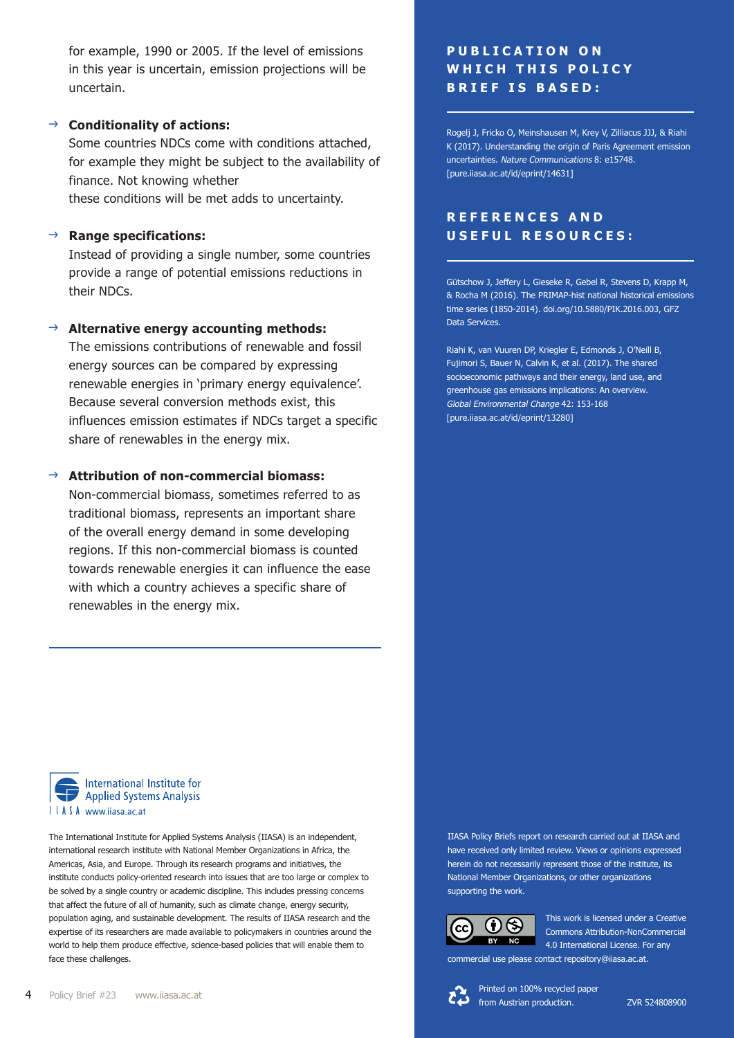for example, 1990 or 2005. If the level of emissions in this year is uncertain, emission projections will be uncertain.

- **Conditionality of actions:**
  Some countries NDCs come with conditions attached, for example they might be subject to the availability of finance. Not knowing whether
  these conditions will be met adds to uncertainty.

- **Range specifications:**
  Instead of providing a single number, some countries provide a range of potential emissions reductions in their NDCs.

- **Alternative energy accounting methods:**
  The emissions contributions of renewable and fossil energy sources can be compared by expressing renewable energies in 'primary energy equivalence'. Because several conversion methods exist, this influences emission estimates if NDCs target a specific share of renewables in the energy mix.

- **Attribution of non-commercial biomass:**
  Non-commercial biomass, sometimes referred to as traditional biomass, represents an important share of the overall energy demand in some developing regions. If this non-commercial biomass is counted towards renewable energies it can influence the ease with which a country achieves a specific share of renewables in the energy mix.

International Institute for Applied Systems Analysis
IIASA www.iiasa.ac.at

The International Institute for Applied Systems Analysis (IIASA) is an independent, international research institute with National Member Organizations in Africa, the Americas, Asia, and Europe. Through its research programs and initiatives, the institute conducts policy-oriented research into issues that are too large or complex to be solved by a single country or academic discipline. This includes pressing concerns that affect the future of all of humanity, such as climate change, energy security, population aging, and sustainable development. The results of IIASA research and the expertise of its researchers are made available to policymakers in countries around the world to help them produce effective, science-based policies that will enable them to face these challenges.

## PUBLICATION ON WHICH THIS POLICY BRIEF IS BASED:

Rogelj J, Fricko O, Meinshausen M, Krey V, Zilliacus JJJ, & Riahi K (2017). Understanding the origin of Paris Agreement emission uncertainties. *Nature Communications* 8: e15748. [pure.iiasa.ac.at/id/eprint/14631]

## REFERENCES AND USEFUL RESOURCES:

Gütschow J, Jeffery L, Gieseke R, Gebel R, Stevens D, Krapp M, & Rocha M (2016). The PRIMAP-hist national historical emissions time series (1850-2014). doi.org/10.5880/PIK.2016.003, GFZ Data Services.

Riahi K, van Vuuren DP, Kriegler E, Edmonds J, O'Neill B, Fujimori S, Bauer N, Calvin K, et al. (2017). The shared socioeconomic pathways and their energy, land use, and greenhouse gas emissions implications: An overview. *Global Environmental Change* 42: 153-168 [pure.iiasa.ac.at/id/eprint/13280]

IIASA Policy Briefs report on research carried out at IIASA and have received only limited review. Views or opinions expressed herein do not necessarily represent those of the institute, its National Member Organizations, or other organizations supporting the work.

This work is licensed under a Creative Commons Attribution-NonCommercial 4.0 International License. For any commercial use please contact repository@iiasa.ac.at.

Printed on 100% recycled paper from Austrian production.

ZVR 524808900